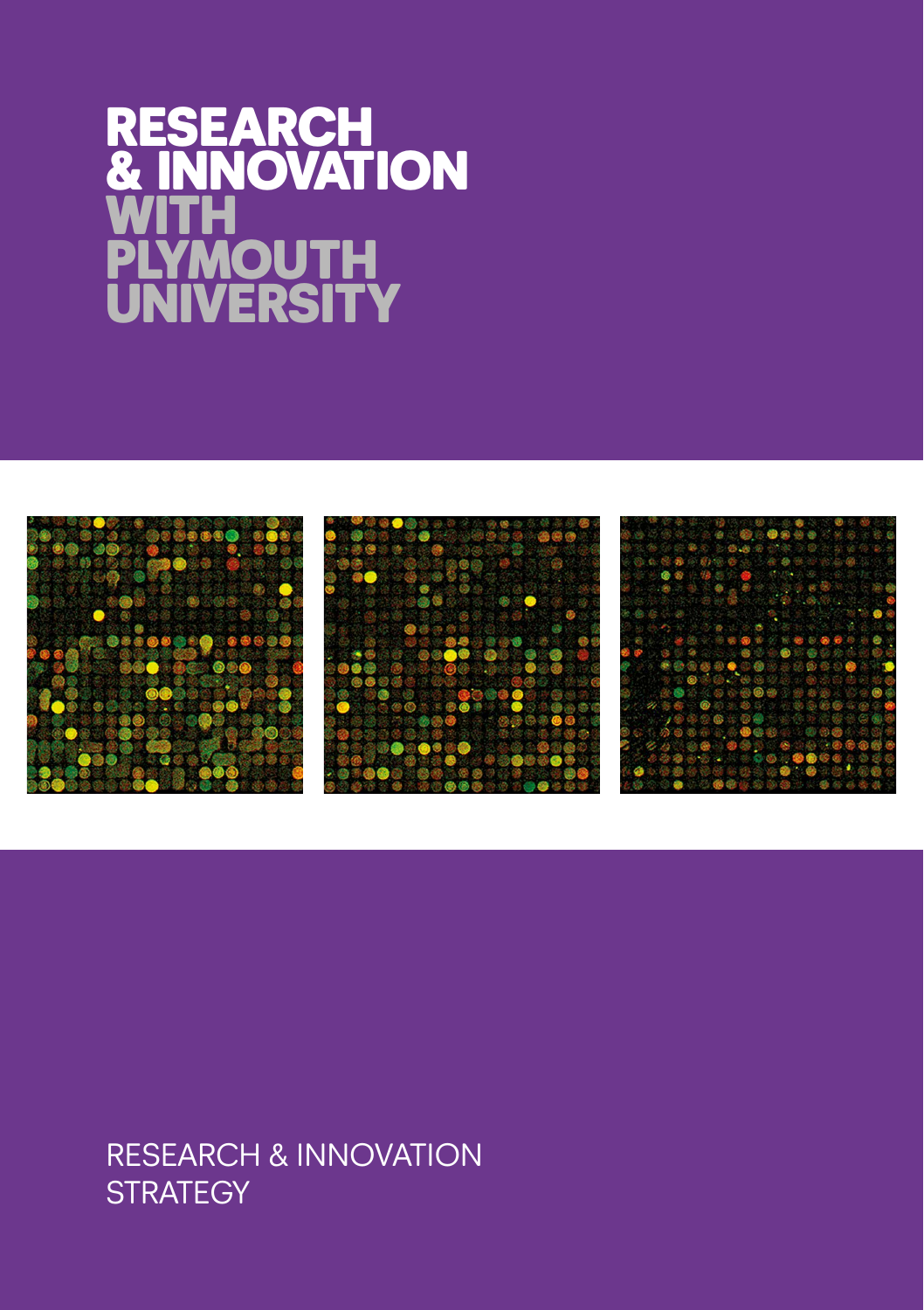# RESEARCH & INNOVATION WITH PLYMOUTH UNIVERSITY

RESEARCH & INNOVATION STRATEGY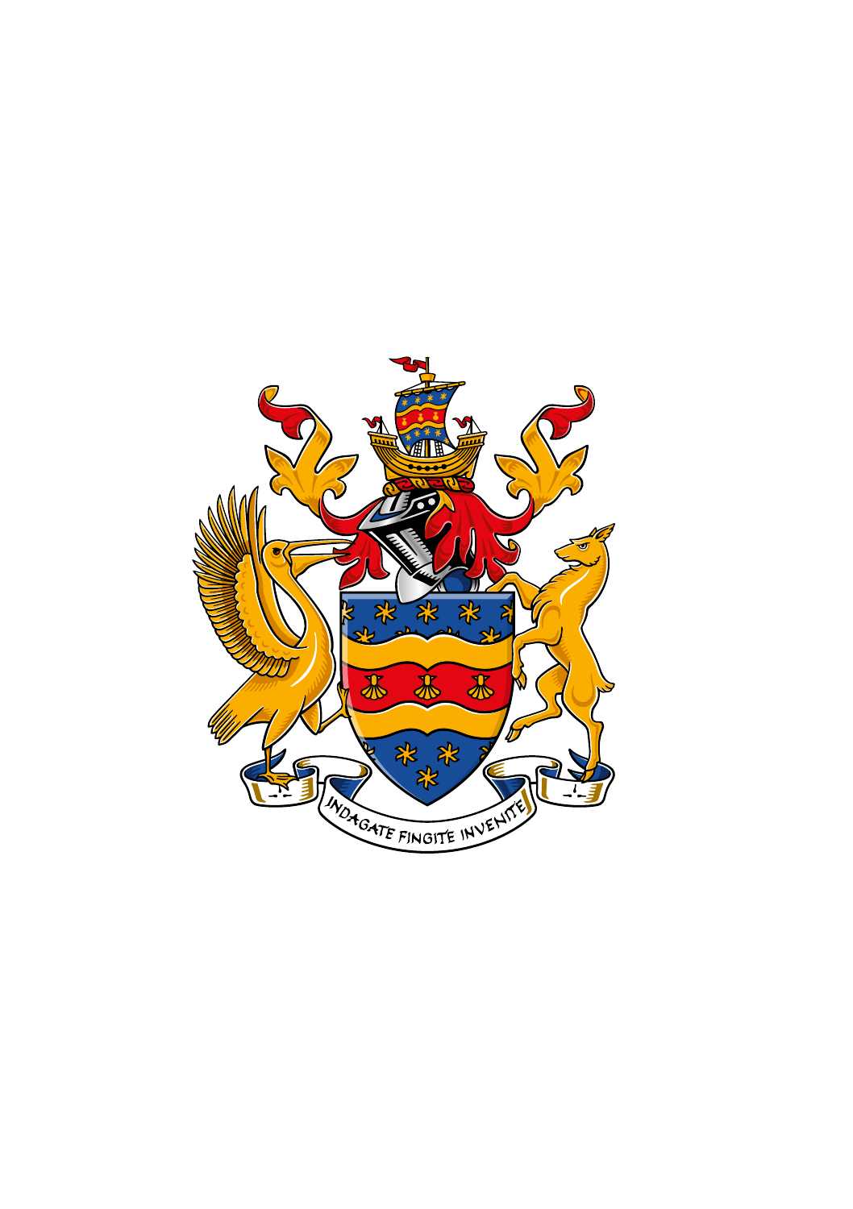INDAGATE FINGITE INVENITE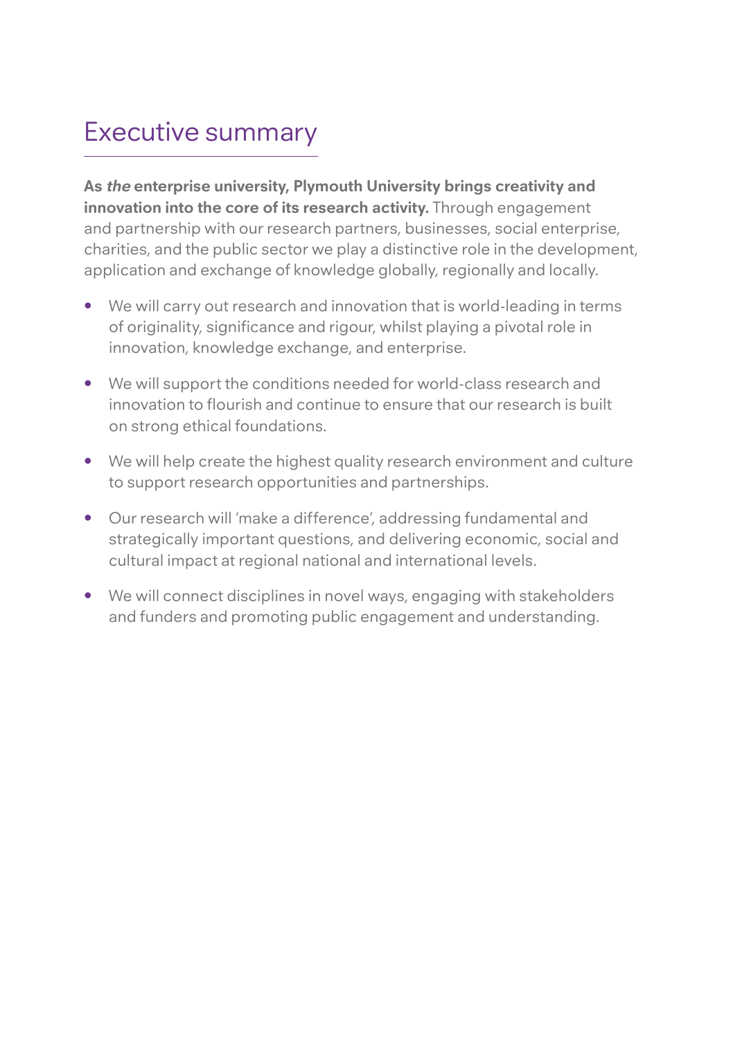# Executive summary

**As *the* enterprise university, Plymouth University brings creativity and innovation into the core of its research activity.** Through engagement and partnership with our research partners, businesses, social enterprise, charities, and the public sector we play a distinctive role in the development, application and exchange of knowledge globally, regionally and locally.

- We will carry out research and innovation that is world-leading in terms of originality, significance and rigour, whilst playing a pivotal role in innovation, knowledge exchange, and enterprise.
- We will support the conditions needed for world-class research and innovation to flourish and continue to ensure that our research is built on strong ethical foundations.
- We will help create the highest quality research environment and culture to support research opportunities and partnerships.
- Our research will 'make a difference', addressing fundamental and strategically important questions, and delivering economic, social and cultural impact at regional national and international levels.
- We will connect disciplines in novel ways, engaging with stakeholders and funders and promoting public engagement and understanding.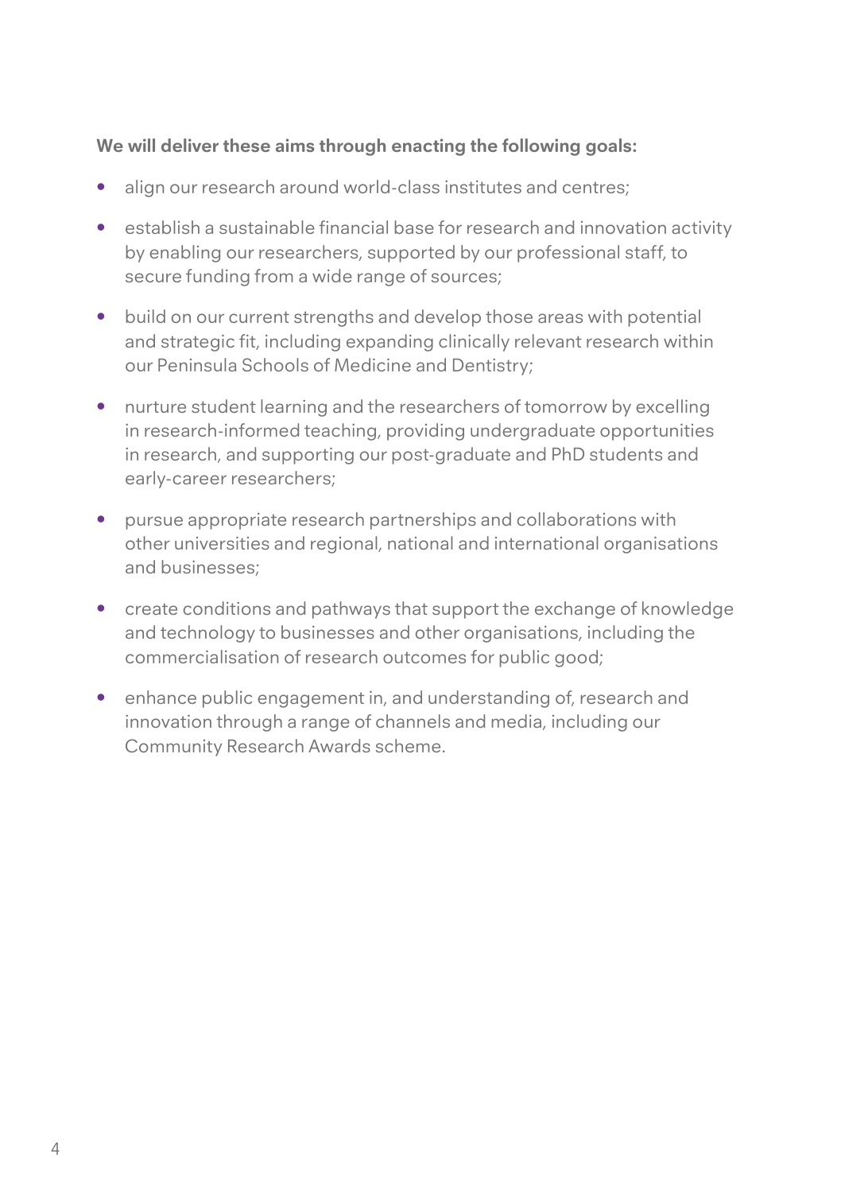**We will deliver these aims through enacting the following goals:**

- align our research around world-class institutes and centres;
- establish a sustainable financial base for research and innovation activity by enabling our researchers, supported by our professional staff, to secure funding from a wide range of sources;
- build on our current strengths and develop those areas with potential and strategic fit, including expanding clinically relevant research within our Peninsula Schools of Medicine and Dentistry;
- nurture student learning and the researchers of tomorrow by excelling in research-informed teaching, providing undergraduate opportunities in research, and supporting our post-graduate and PhD students and early-career researchers;
- pursue appropriate research partnerships and collaborations with other universities and regional, national and international organisations and businesses;
- create conditions and pathways that support the exchange of knowledge and technology to businesses and other organisations, including the commercialisation of research outcomes for public good;
- enhance public engagement in, and understanding of, research and innovation through a range of channels and media, including our Community Research Awards scheme.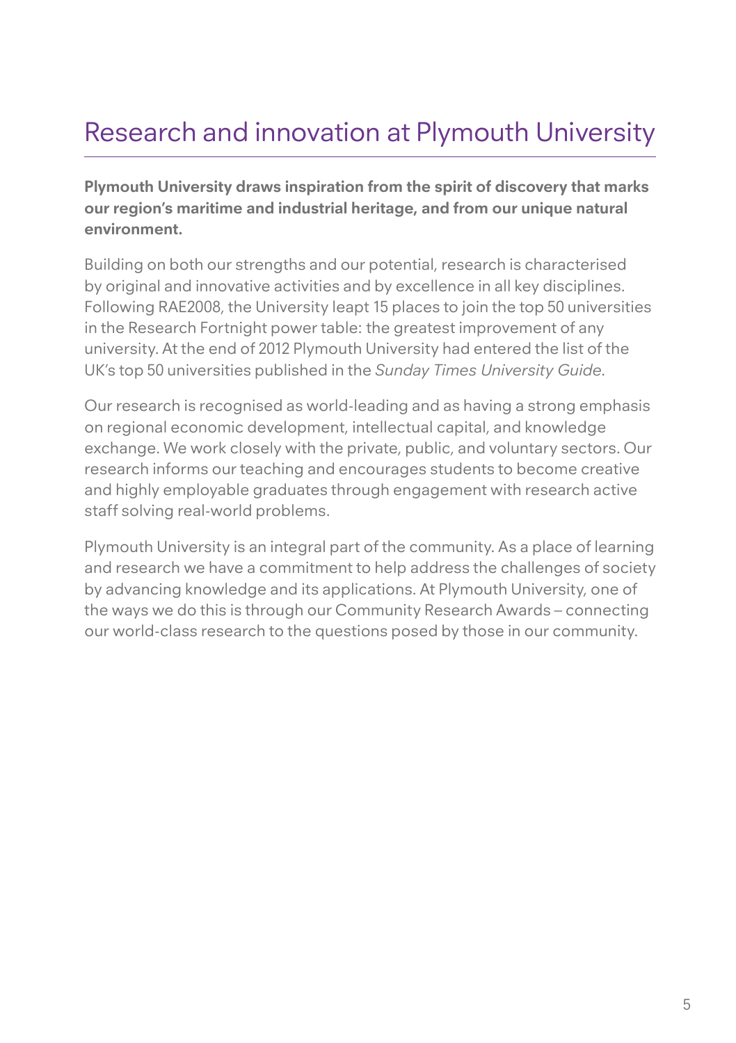# Research and innovation at Plymouth University

**Plymouth University draws inspiration from the spirit of discovery that marks our region's maritime and industrial heritage, and from our unique natural environment.**

Building on both our strengths and our potential, research is characterised by original and innovative activities and by excellence in all key disciplines. Following RAE2008, the University leapt 15 places to join the top 50 universities in the Research Fortnight power table: the greatest improvement of any university. At the end of 2012 Plymouth University had entered the list of the UK's top 50 universities published in the *Sunday Times University Guide.*

Our research is recognised as world-leading and as having a strong emphasis on regional economic development, intellectual capital, and knowledge exchange. We work closely with the private, public, and voluntary sectors. Our research informs our teaching and encourages students to become creative and highly employable graduates through engagement with research active staff solving real-world problems.

Plymouth University is an integral part of the community. As a place of learning and research we have a commitment to help address the challenges of society by advancing knowledge and its applications. At Plymouth University, one of the ways we do this is through our Community Research Awards – connecting our world-class research to the questions posed by those in our community.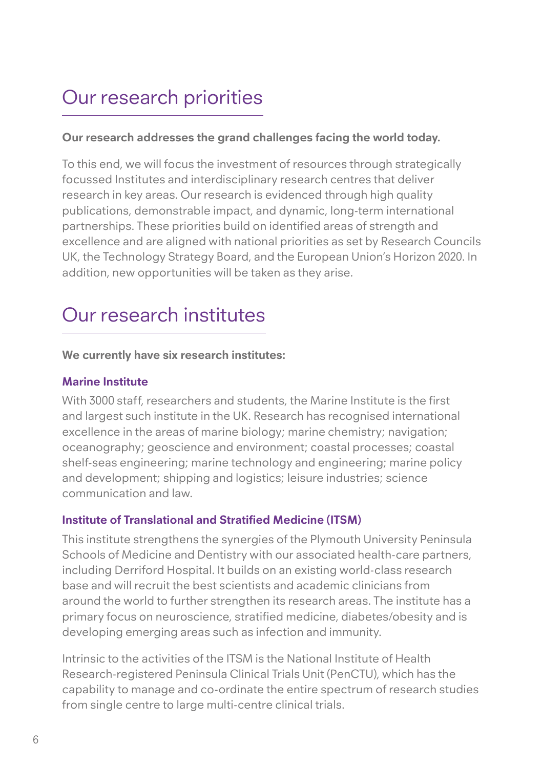# Our research priorities

**Our research addresses the grand challenges facing the world today.**

To this end, we will focus the investment of resources through strategically focussed Institutes and interdisciplinary research centres that deliver research in key areas. Our research is evidenced through high quality publications, demonstrable impact, and dynamic, long-term international partnerships. These priorities build on identified areas of strength and excellence and are aligned with national priorities as set by Research Councils UK, the Technology Strategy Board, and the European Union's Horizon 2020. In addition, new opportunities will be taken as they arise.

# Our research institutes

**We currently have six research institutes:**

### Marine Institute

With 3000 staff, researchers and students, the Marine Institute is the first and largest such institute in the UK. Research has recognised international excellence in the areas of marine biology; marine chemistry; navigation; oceanography; geoscience and environment; coastal processes; coastal shelf-seas engineering; marine technology and engineering; marine policy and development; shipping and logistics; leisure industries; science communication and law.

### Institute of Translational and Stratified Medicine (ITSM)

This institute strengthens the synergies of the Plymouth University Peninsula Schools of Medicine and Dentistry with our associated health-care partners, including Derriford Hospital. It builds on an existing world-class research base and will recruit the best scientists and academic clinicians from around the world to further strengthen its research areas. The institute has a primary focus on neuroscience, stratified medicine, diabetes/obesity and is developing emerging areas such as infection and immunity.

Intrinsic to the activities of the ITSM is the National Institute of Health Research-registered Peninsula Clinical Trials Unit (PenCTU), which has the capability to manage and co-ordinate the entire spectrum of research studies from single centre to large multi-centre clinical trials.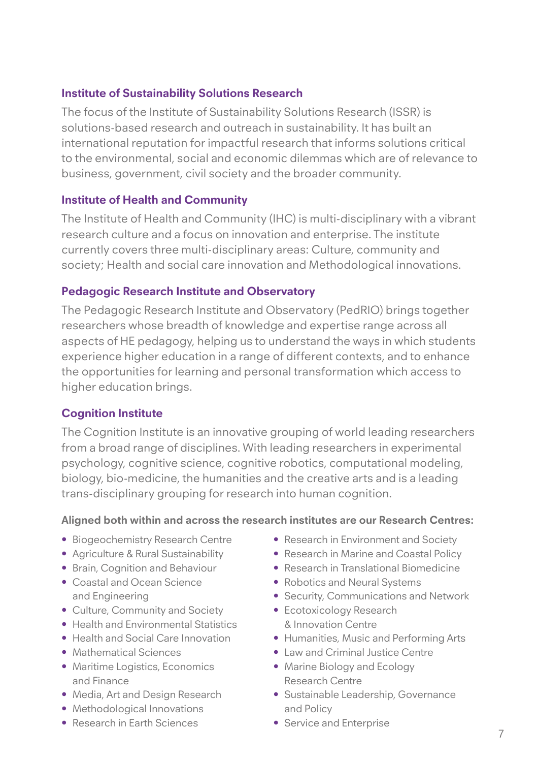### Institute of Sustainability Solutions Research

The focus of the Institute of Sustainability Solutions Research (ISSR) is solutions-based research and outreach in sustainability. It has built an international reputation for impactful research that informs solutions critical to the environmental, social and economic dilemmas which are of relevance to business, government, civil society and the broader community.

### Institute of Health and Community

The Institute of Health and Community (IHC) is multi-disciplinary with a vibrant research culture and a focus on innovation and enterprise. The institute currently covers three multi-disciplinary areas: Culture, community and society; Health and social care innovation and Methodological innovations.

### Pedagogic Research Institute and Observatory

The Pedagogic Research Institute and Observatory (PedRIO) brings together researchers whose breadth of knowledge and expertise range across all aspects of HE pedagogy, helping us to understand the ways in which students experience higher education in a range of different contexts, and to enhance the opportunities for learning and personal transformation which access to higher education brings.

### Cognition Institute

The Cognition Institute is an innovative grouping of world leading researchers from a broad range of disciplines. With leading researchers in experimental psychology, cognitive science, cognitive robotics, computational modeling, biology, bio-medicine, the humanities and the creative arts and is a leading trans-disciplinary grouping for research into human cognition.

**Aligned both within and across the research institutes are our Research Centres:**

- Biogeochemistry Research Centre
- Agriculture & Rural Sustainability
- Brain, Cognition and Behaviour
- Coastal and Ocean Science and Engineering
- Culture, Community and Society
- Health and Environmental Statistics
- Health and Social Care Innovation
- Mathematical Sciences
- Maritime Logistics, Economics and Finance
- Media, Art and Design Research
- Methodological Innovations
- Research in Earth Sciences
- Research in Environment and Society
- Research in Marine and Coastal Policy
- Research in Translational Biomedicine
- Robotics and Neural Systems
- Security, Communications and Network
- Ecotoxicology Research & Innovation Centre
- Humanities, Music and Performing Arts
- Law and Criminal Justice Centre
- Marine Biology and Ecology Research Centre
- Sustainable Leadership, Governance and Policy
- Service and Enterprise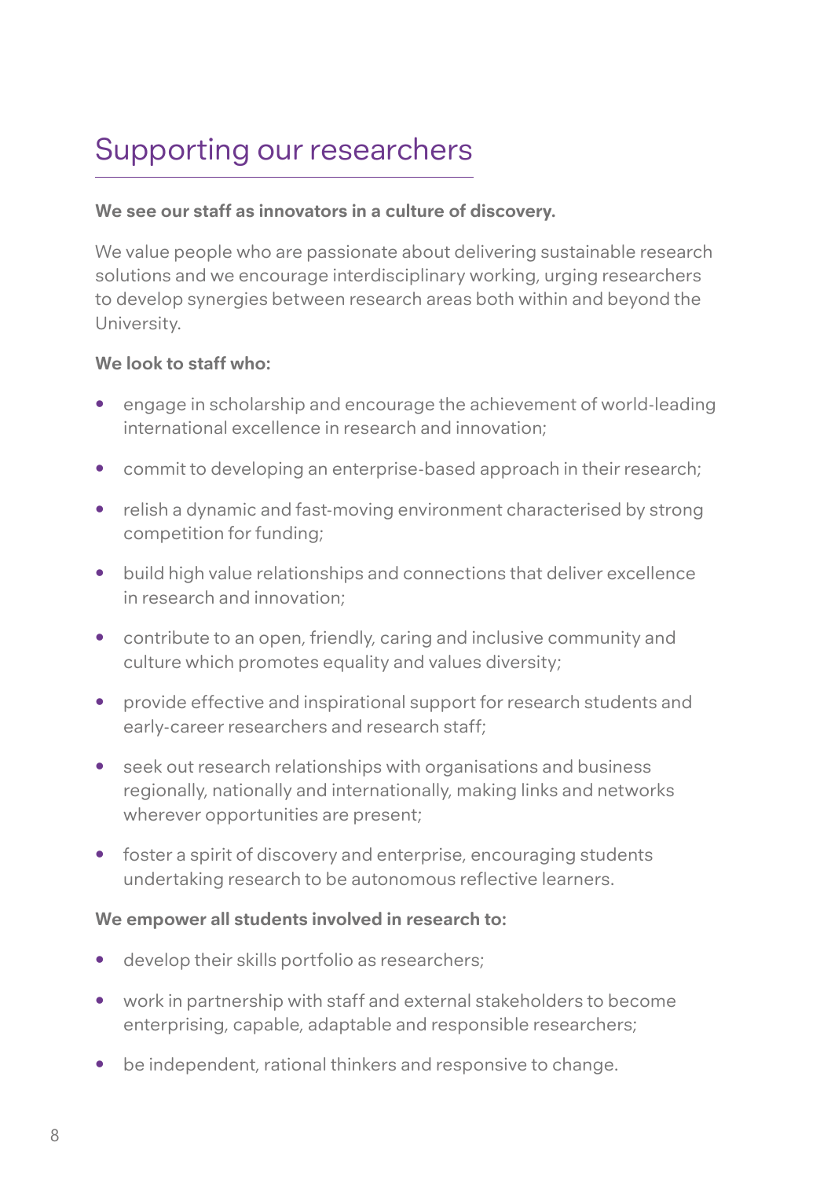# Supporting our researchers

**We see our staff as innovators in a culture of discovery.**

We value people who are passionate about delivering sustainable research solutions and we encourage interdisciplinary working, urging researchers to develop synergies between research areas both within and beyond the University.

**We look to staff who:**

- engage in scholarship and encourage the achievement of world-leading international excellence in research and innovation;
- commit to developing an enterprise-based approach in their research;
- relish a dynamic and fast-moving environment characterised by strong competition for funding;
- build high value relationships and connections that deliver excellence in research and innovation;
- contribute to an open, friendly, caring and inclusive community and culture which promotes equality and values diversity;
- provide effective and inspirational support for research students and early-career researchers and research staff;
- seek out research relationships with organisations and business regionally, nationally and internationally, making links and networks wherever opportunities are present;
- foster a spirit of discovery and enterprise, encouraging students undertaking research to be autonomous reflective learners.

**We empower all students involved in research to:**

- develop their skills portfolio as researchers;
- work in partnership with staff and external stakeholders to become enterprising, capable, adaptable and responsible researchers;
- be independent, rational thinkers and responsive to change.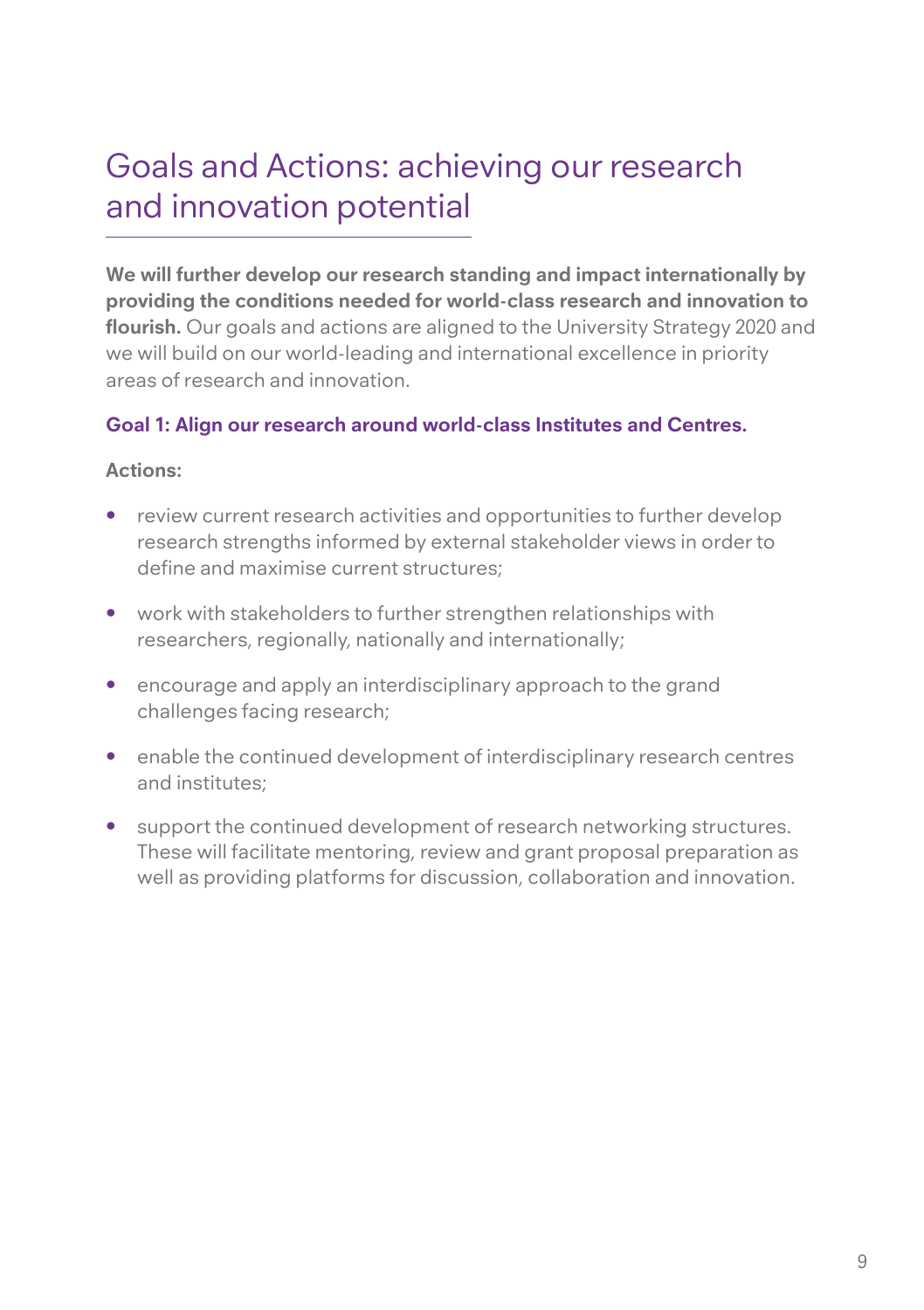# Goals and Actions: achieving our research and innovation potential

**We will further develop our research standing and impact internationally by providing the conditions needed for world-class research and innovation to flourish.** Our goals and actions are aligned to the University Strategy 2020 and we will build on our world-leading and international excellence in priority areas of research and innovation.

### Goal 1: Align our research around world-class Institutes and Centres.

**Actions:**

- review current research activities and opportunities to further develop research strengths informed by external stakeholder views in order to define and maximise current structures;
- work with stakeholders to further strengthen relationships with researchers, regionally, nationally and internationally;
- encourage and apply an interdisciplinary approach to the grand challenges facing research;
- enable the continued development of interdisciplinary research centres and institutes;
- support the continued development of research networking structures. These will facilitate mentoring, review and grant proposal preparation as well as providing platforms for discussion, collaboration and innovation.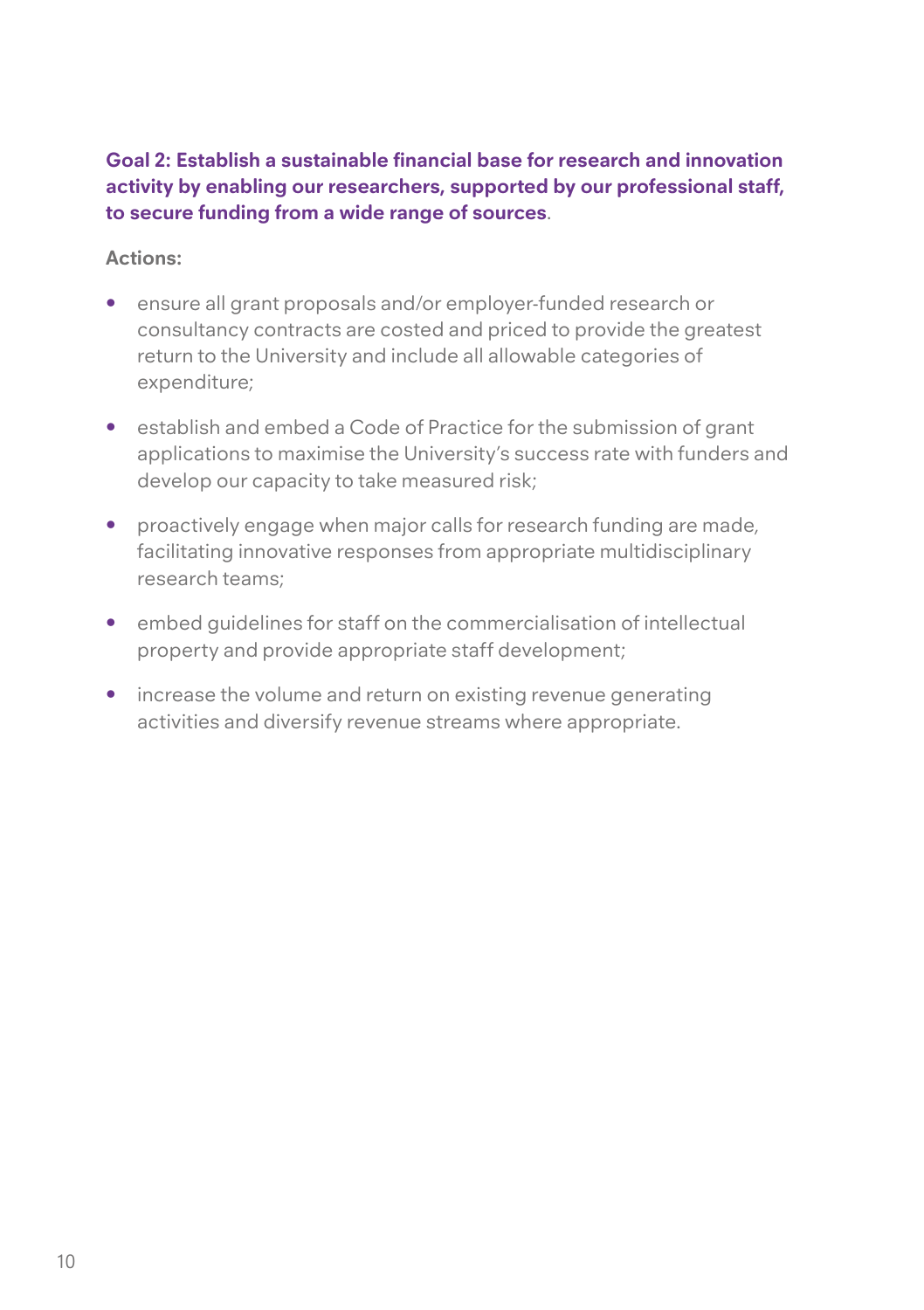**Goal 2: Establish a sustainable financial base for research and innovation activity by enabling our researchers, supported by our professional staff, to secure funding from a wide range of sources**.

**Actions:**

- ensure all grant proposals and/or employer-funded research or consultancy contracts are costed and priced to provide the greatest return to the University and include all allowable categories of expenditure;
- establish and embed a Code of Practice for the submission of grant applications to maximise the University's success rate with funders and develop our capacity to take measured risk;
- proactively engage when major calls for research funding are made, facilitating innovative responses from appropriate multidisciplinary research teams;
- embed guidelines for staff on the commercialisation of intellectual property and provide appropriate staff development;
- increase the volume and return on existing revenue generating activities and diversify revenue streams where appropriate.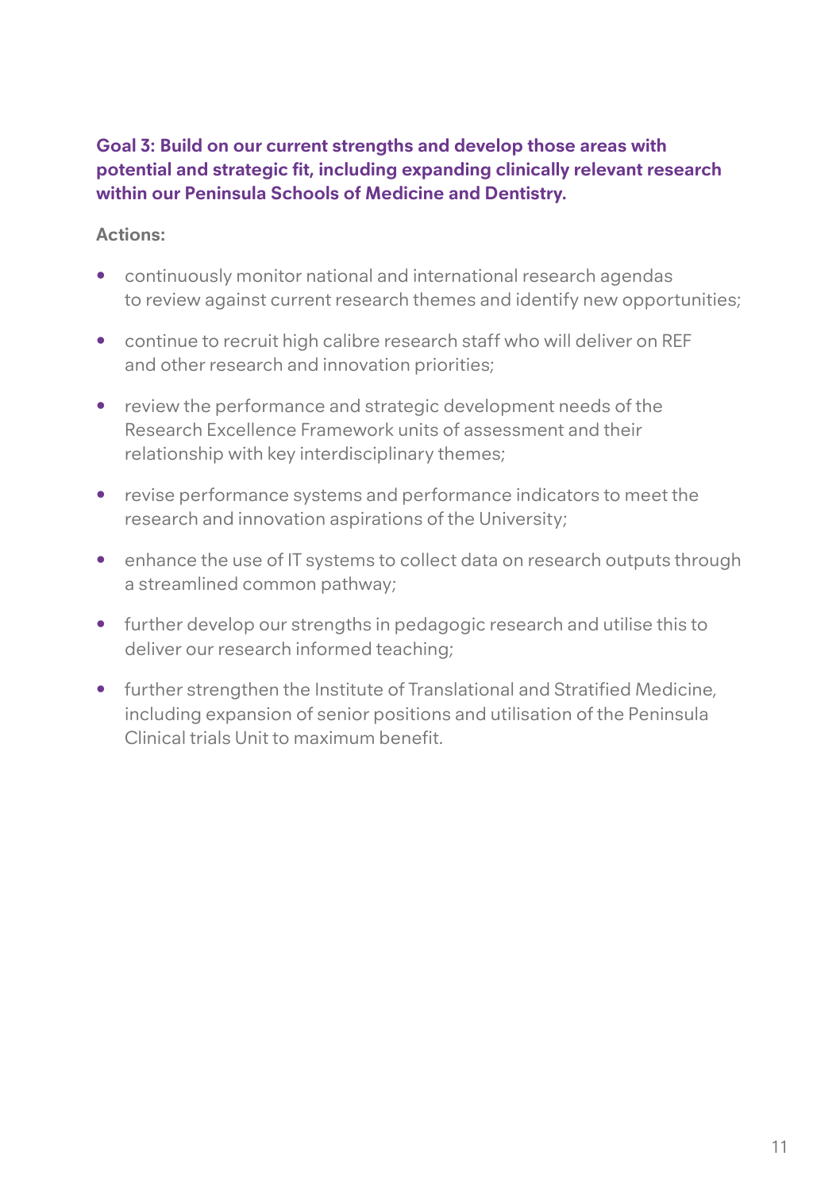### Goal 3: Build on our current strengths and develop those areas with potential and strategic fit, including expanding clinically relevant research within our Peninsula Schools of Medicine and Dentistry.

**Actions:**

- continuously monitor national and international research agendas to review against current research themes and identify new opportunities;
- continue to recruit high calibre research staff who will deliver on REF and other research and innovation priorities;
- review the performance and strategic development needs of the Research Excellence Framework units of assessment and their relationship with key interdisciplinary themes;
- revise performance systems and performance indicators to meet the research and innovation aspirations of the University;
- enhance the use of IT systems to collect data on research outputs through a streamlined common pathway;
- further develop our strengths in pedagogic research and utilise this to deliver our research informed teaching;
- further strengthen the Institute of Translational and Stratified Medicine, including expansion of senior positions and utilisation of the Peninsula Clinical trials Unit to maximum benefit.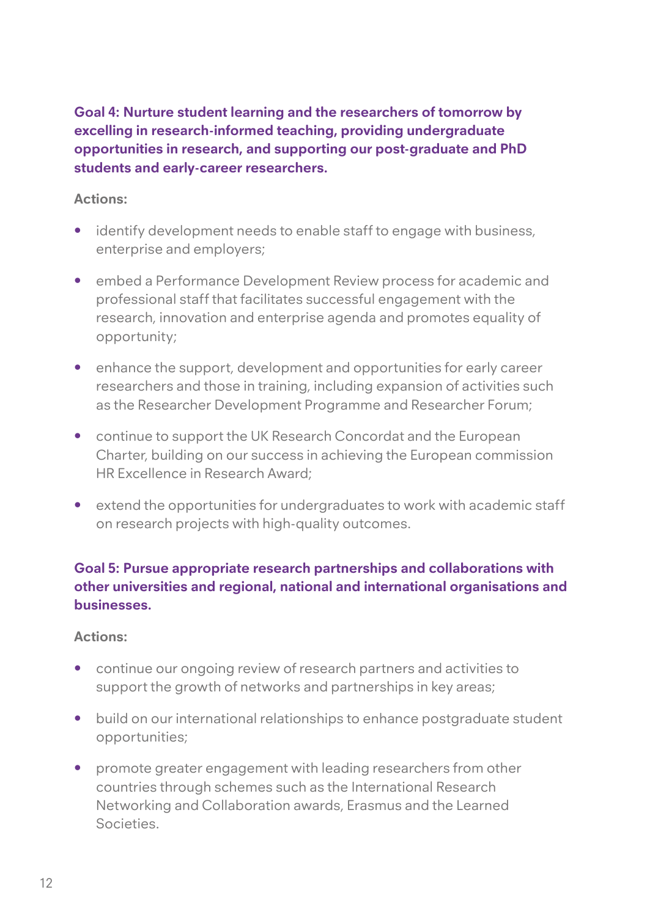**Goal 4: Nurture student learning and the researchers of tomorrow by excelling in research-informed teaching, providing undergraduate opportunities in research, and supporting our post-graduate and PhD students and early-career researchers.**

**Actions:**

- identify development needs to enable staff to engage with business, enterprise and employers;
- embed a Performance Development Review process for academic and professional staff that facilitates successful engagement with the research, innovation and enterprise agenda and promotes equality of opportunity;
- enhance the support, development and opportunities for early career researchers and those in training, including expansion of activities such as the Researcher Development Programme and Researcher Forum;
- continue to support the UK Research Concordat and the European Charter, building on our success in achieving the European commission HR Excellence in Research Award;
- extend the opportunities for undergraduates to work with academic staff on research projects with high-quality outcomes.

**Goal 5: Pursue appropriate research partnerships and collaborations with other universities and regional, national and international organisations and businesses.**

**Actions:**

- continue our ongoing review of research partners and activities to support the growth of networks and partnerships in key areas;
- build on our international relationships to enhance postgraduate student opportunities;
- promote greater engagement with leading researchers from other countries through schemes such as the International Research Networking and Collaboration awards, Erasmus and the Learned Societies.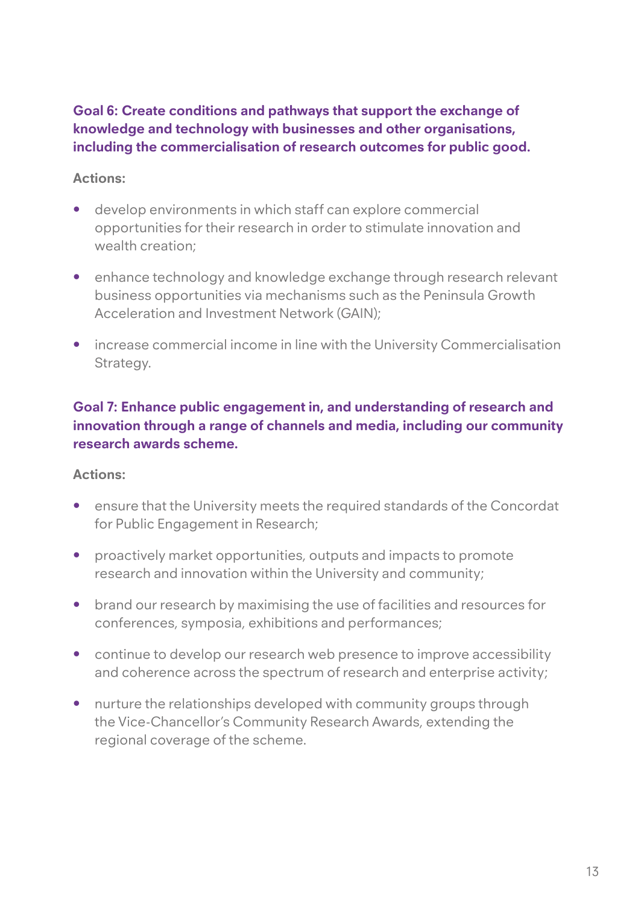### Goal 6: Create conditions and pathways that support the exchange of knowledge and technology with businesses and other organisations, including the commercialisation of research outcomes for public good.

**Actions:**

- develop environments in which staff can explore commercial opportunities for their research in order to stimulate innovation and wealth creation;
- enhance technology and knowledge exchange through research relevant business opportunities via mechanisms such as the Peninsula Growth Acceleration and Investment Network (GAIN);
- increase commercial income in line with the University Commercialisation Strategy.

### Goal 7: Enhance public engagement in, and understanding of research and innovation through a range of channels and media, including our community research awards scheme.

**Actions:**

- ensure that the University meets the required standards of the Concordat for Public Engagement in Research;
- proactively market opportunities, outputs and impacts to promote research and innovation within the University and community;
- brand our research by maximising the use of facilities and resources for conferences, symposia, exhibitions and performances;
- continue to develop our research web presence to improve accessibility and coherence across the spectrum of research and enterprise activity;
- nurture the relationships developed with community groups through the Vice-Chancellor's Community Research Awards, extending the regional coverage of the scheme.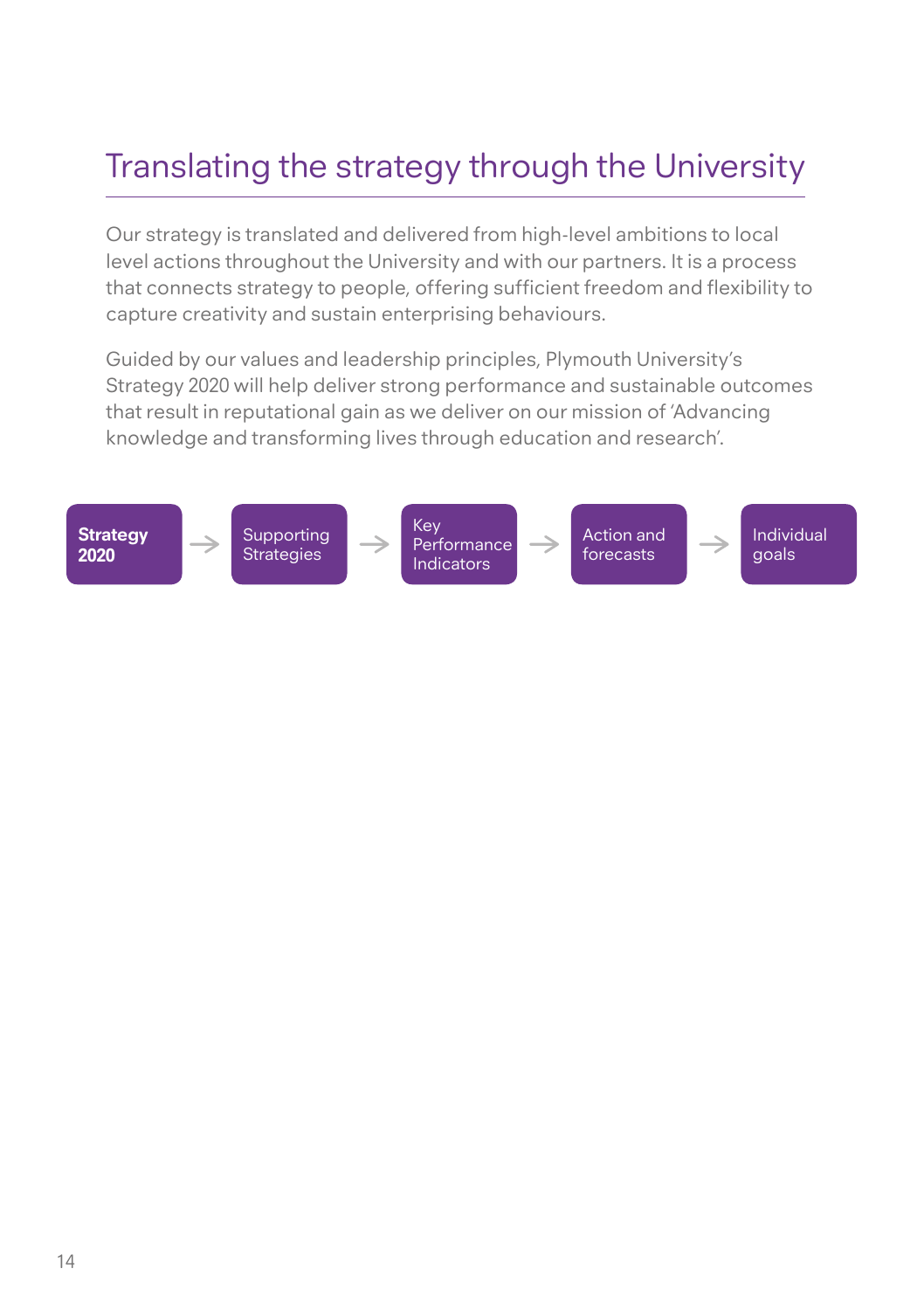# Translating the strategy through the University

Our strategy is translated and delivered from high-level ambitions to local level actions throughout the University and with our partners. It is a process that connects strategy to people, offering sufficient freedom and flexibility to capture creativity and sustain enterprising behaviours.

Guided by our values and leadership principles, Plymouth University's Strategy 2020 will help deliver strong performance and sustainable outcomes that result in reputational gain as we deliver on our mission of 'Advancing knowledge and transforming lives through education and research'.

**Strategy 2020** → Supporting Strategies → Key Performance Indicators → Action and forecasts → Individual goals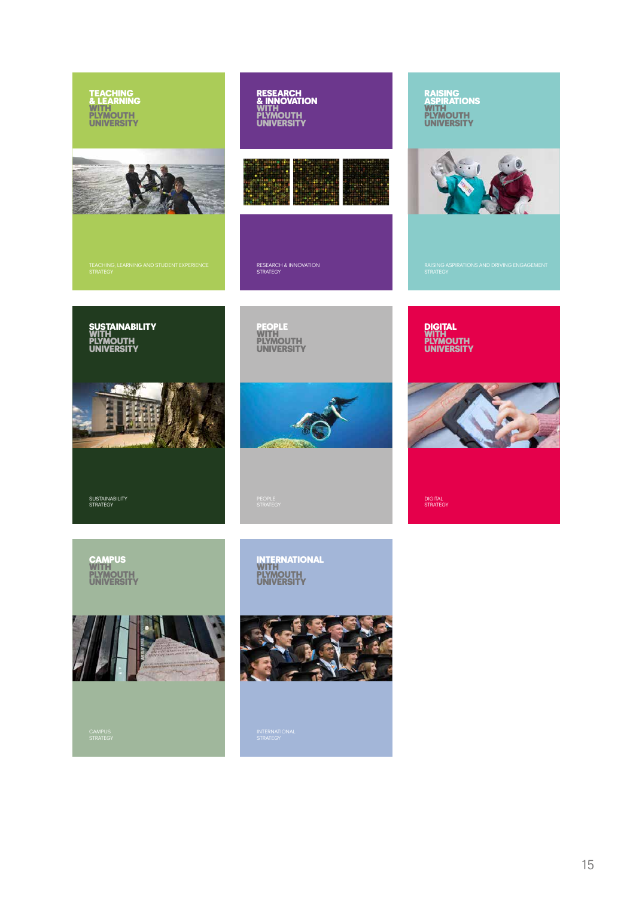TEACHING & LEARNING WITH PLYMOUTH UNIVERSITY

TEACHING, LEARNING AND STUDENT EXPERIENCE STRATEGY

RESEARCH & INNOVATION WITH PLYMOUTH UNIVERSITY

RESEARCH & INNOVATION STRATEGY

RAISING ASPIRATIONS WITH PLYMOUTH UNIVERSITY

RAISING ASPIRATIONS AND DRIVING ENGAGEMENT STRATEGY

SUSTAINABILITY WITH PLYMOUTH UNIVERSITY

SUSTAINABILITY STRATEGY

PEOPLE WITH PLYMOUTH UNIVERSITY

PEOPLE STRATEGY

DIGITAL WITH PLYMOUTH UNIVERSITY

DIGITAL STRATEGY

CAMPUS WITH PLYMOUTH UNIVERSITY

CAMPUS STRATEGY

INTERNATIONAL WITH PLYMOUTH UNIVERSITY

INTERNATIONAL STRATEGY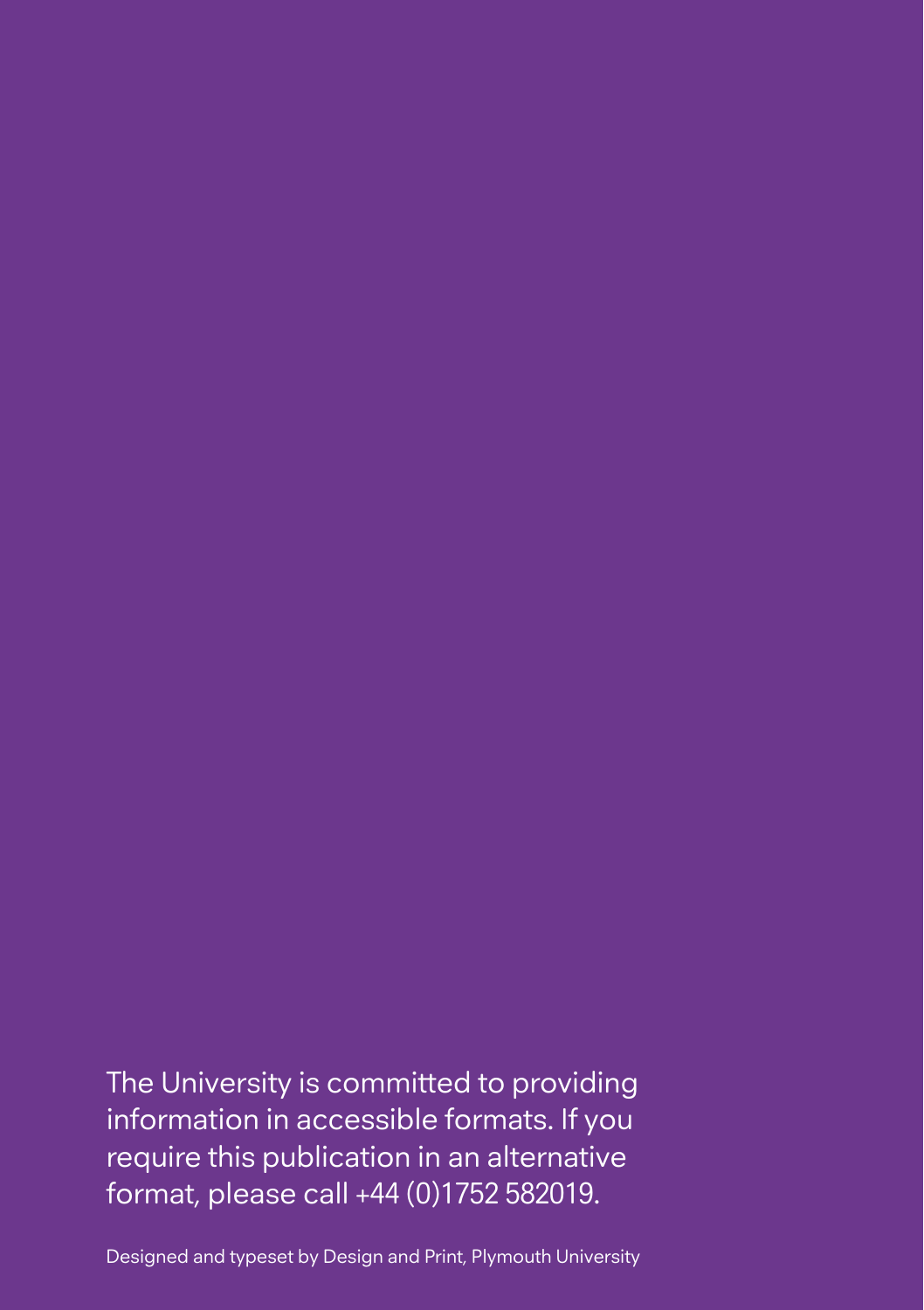The University is committed to providing information in accessible formats. If you require this publication in an alternative format, please call +44 (0)1752 582019.

Designed and typeset by Design and Print, Plymouth University